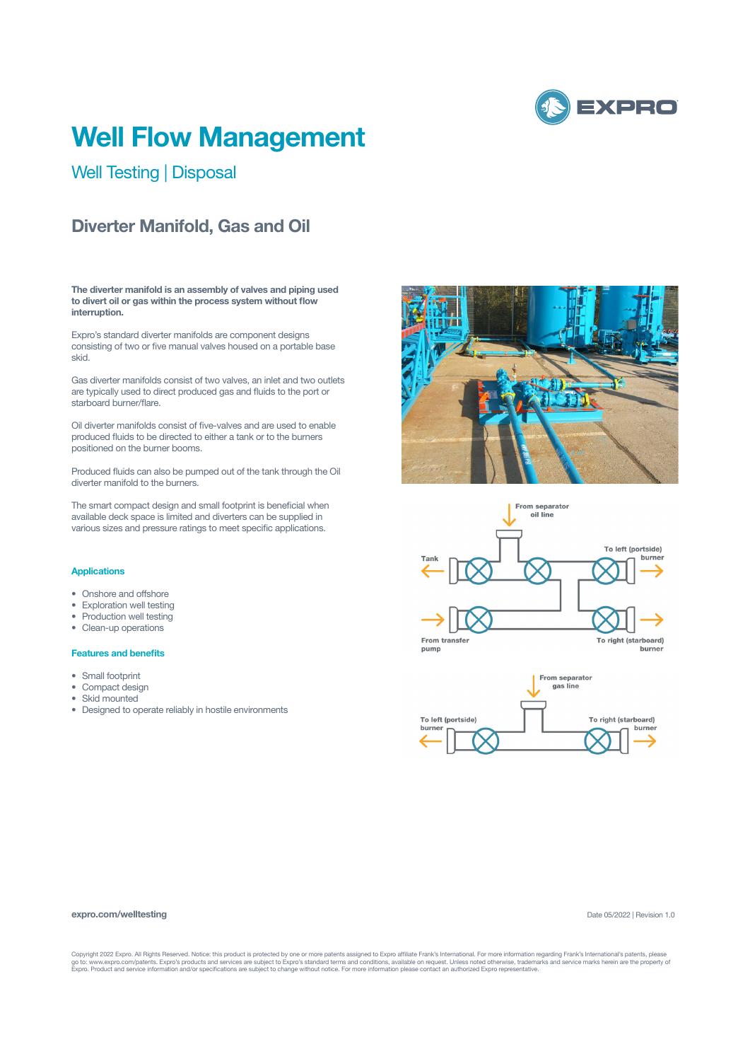# Well Flow Management

## Well Testing | Disposal

### Diverter Manifold, Gas and Oil

**The diverter manifold is an assembly of valves and piping used to divert oil or gas within the process system without flow interruption.**

Expro's standard diverter manifolds are component designs consisting of two or five manual valves housed on a portable base skid.

Gas diverter manifolds consist of two valves, an inlet and two outlets are typically used to direct produced gas and fluids to the port or starboard burner/flare.

Oil diverter manifolds consist of five-valves and are used to enable produced fluids to be directed to either a tank or to the burners positioned on the burner booms.

Produced fluids can also be pumped out of the tank through the Oil diverter manifold to the burners.

The smart compact design and small footprint is beneficial when available deck space is limited and diverters can be supplied in various sizes and pressure ratings to meet specific applications.

#### Applications

- Onshore and offshore
- Exploration well testing
- Production well testing
- Clean-up operations

#### Features and benefits

- Small footprint
- Compact design
- Skid mounted
- Designed to operate reliably in hostile environments

From separator oil line

Tank

To left (portside) burner

From transfer pump

To right (starboard) burner

From separator gas line

To left (portside) burner

To right (starboard) burner

expro.com/welltesting

Date 05/2022 | Revision 1.0

Copyright 2022 Expro. All Rights Reserved. Notice: this product is protected by one or more patents assigned to Expro affiliate Frank's International. For more information regarding Frank's International's patents, please go to: www.expro.com/patents. Expro's products and services are subject to Expro's standard terms and conditions, available on request. Unless noted otherwise, trademarks and service marks herein are the property of Expro. Product and service information and/or specifications are subject to change without notice. For more information please contact an authorized Expro representative.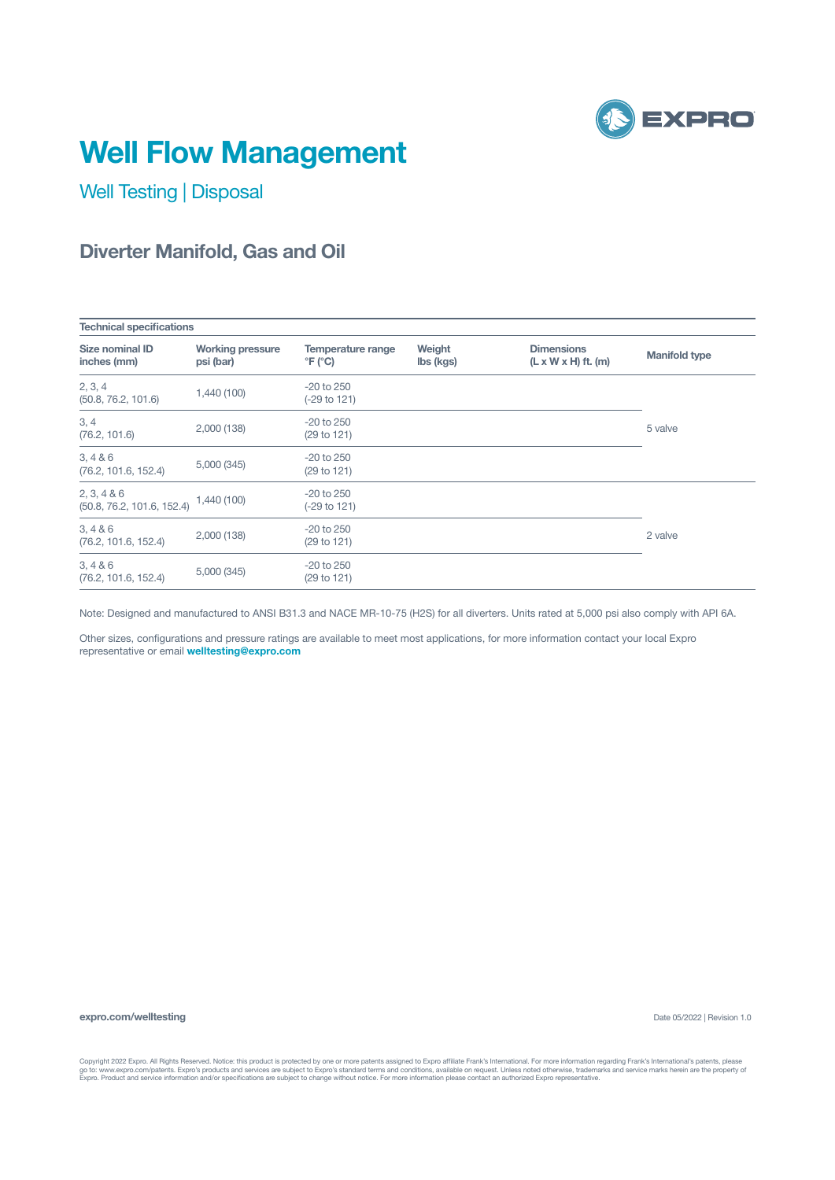# Well Flow Management

Well Testing | Disposal

## Diverter Manifold, Gas and Oil

**Technical specifications**

| Size nominal ID inches (mm) | Working pressure psi (bar) | Temperature range °F (°C) | Weight lbs (kgs) | Dimensions (L x W x H) ft. (m) | Manifold type |
|---|---|---|---|---|---|
| 2, 3, 4 (50.8, 76.2, 101.6) | 1,440 (100) | -20 to 250 (-29 to 121) | | | 5 valve |
| 3, 4 (76.2, 101.6) | 2,000 (138) | -20 to 250 (29 to 121) | | | |
| 3, 4 & 6 (76.2, 101.6, 152.4) | 5,000 (345) | -20 to 250 (29 to 121) | | | |
| 2, 3, 4 & 6 (50.8, 76.2, 101.6, 152.4) | 1,440 (100) | -20 to 250 (-29 to 121) | | | 2 valve |
| 3, 4 & 6 (76.2, 101.6, 152.4) | 2,000 (138) | -20 to 250 (29 to 121) | | | |
| 3, 4 & 6 (76.2, 101.6, 152.4) | 5,000 (345) | -20 to 250 (29 to 121) | | | |

Note: Designed and manufactured to ANSI B31.3 and NACE MR-10-75 ($H_2S$) for all diverters. Units rated at 5,000 psi also comply with API 6A.

Other sizes, configurations and pressure ratings are available to meet most applications, for more information contact your local Expro representative or email **welltesting@expro.com**

**expro.com/welltesting**

Date 05/2022 | Revision 1.0

Copyright 2022 Expro. All Rights Reserved. Notice: this product is protected by one or more patents assigned to Expro affiliate Frank's International. For more information regarding Frank's International's patents, please go to: www.expro.com/patents. Expro's products and services are subject to Expro's standard terms and conditions, available on request. Unless noted otherwise, trademarks and service marks herein are the property of Expro. Product and service information and/or specifications are subject to change without notice. For more information please contact an authorized Expro representative.